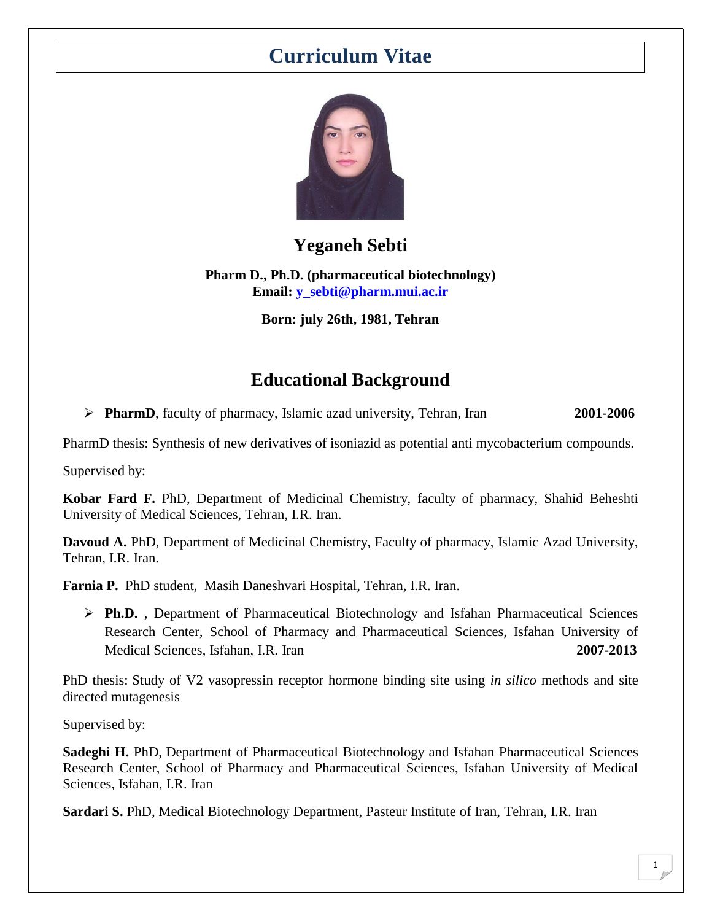# Curriculum Vitae

## Yeganeh Sebti

**Pharm D., Ph.D. (pharmaceutical biotechnology)**
**Email: y_sebti@pharm.mui.ac.ir**

**Born: july 26th, 1981, Tehran**

## Educational Background

- **PharmD**, faculty of pharmacy, Islamic azad university, Tehran, Iran **2001-2006**

PharmD thesis: Synthesis of new derivatives of isoniazid as potential anti mycobacterium compounds.

Supervised by:

**Kobar Fard F.** PhD, Department of Medicinal Chemistry, faculty of pharmacy, Shahid Beheshti University of Medical Sciences, Tehran, I.R. Iran.

**Davoud A.** PhD, Department of Medicinal Chemistry, Faculty of pharmacy, Islamic Azad University, Tehran, I.R. Iran.

**Farnia P.** PhD student, Masih Daneshvari Hospital, Tehran, I.R. Iran.

- **Ph.D.** , Department of Pharmaceutical Biotechnology and Isfahan Pharmaceutical Sciences Research Center, School of Pharmacy and Pharmaceutical Sciences, Isfahan University of Medical Sciences, Isfahan, I.R. Iran **2007-2013**

PhD thesis: Study of V2 vasopressin receptor hormone binding site using *in silico* methods and site directed mutagenesis

Supervised by:

**Sadeghi H.** PhD, Department of Pharmaceutical Biotechnology and Isfahan Pharmaceutical Sciences Research Center, School of Pharmacy and Pharmaceutical Sciences, Isfahan University of Medical Sciences, Isfahan, I.R. Iran

**Sardari S.** PhD, Medical Biotechnology Department, Pasteur Institute of Iran, Tehran, I.R. Iran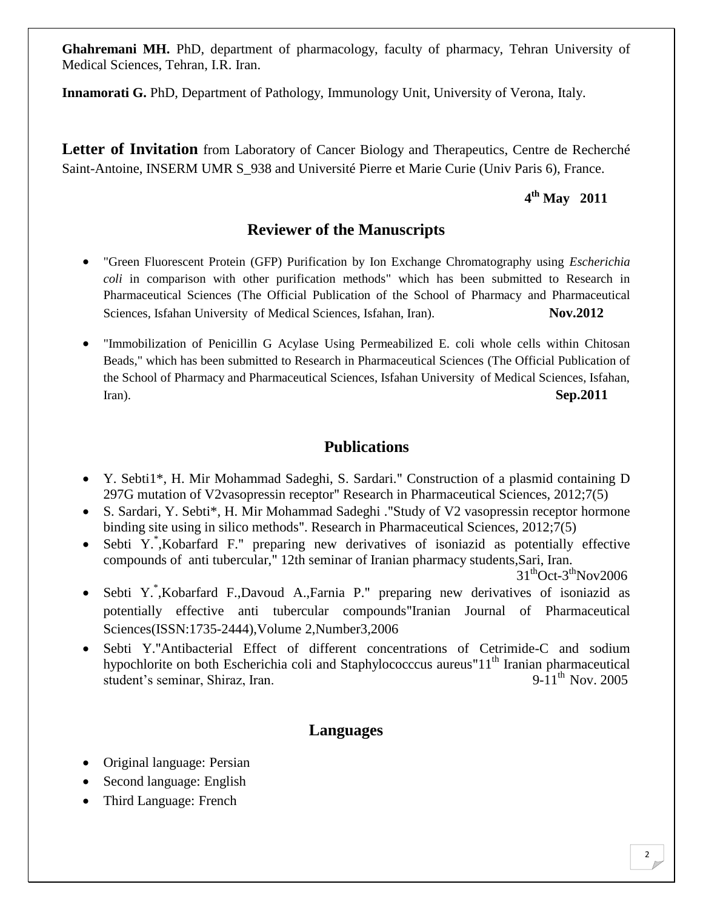**Ghahremani MH.** PhD, department of pharmacology, faculty of pharmacy, Tehran University of Medical Sciences, Tehran, I.R. Iran.

**Innamorati G.** PhD, Department of Pathology, Immunology Unit, University of Verona, Italy.

**Letter of Invitation** from Laboratory of Cancer Biology and Therapeutics, Centre de Recherché Saint-Antoine, INSERM UMR S_938 and Université Pierre et Marie Curie (Univ Paris 6), France.

**4th May 2011**

## Reviewer of the Manuscripts

- "Green Fluorescent Protein (GFP) Purification by Ion Exchange Chromatography using *Escherichia coli* in comparison with other purification methods" which has been submitted to Research in Pharmaceutical Sciences (The Official Publication of the School of Pharmacy and Pharmaceutical Sciences, Isfahan University of Medical Sciences, Isfahan, Iran). **Nov.2012**
- "Immobilization of Penicillin G Acylase Using Permeabilized E. coli whole cells within Chitosan Beads," which has been submitted to Research in Pharmaceutical Sciences (The Official Publication of the School of Pharmacy and Pharmaceutical Sciences, Isfahan University of Medical Sciences, Isfahan, Iran). **Sep.2011**

## Publications

- Y. Sebti1*, H. Mir Mohammad Sadeghi, S. Sardari." Construction of a plasmid containing D 297G mutation of V2vasopressin receptor" Research in Pharmaceutical Sciences, 2012;7(5)
- S. Sardari, Y. Sebti*, H. Mir Mohammad Sadeghi ."Study of V2 vasopressin receptor hormone binding site using in silico methods". Research in Pharmaceutical Sciences, 2012;7(5)
- Sebti Y.*,Kobarfard F." preparing new derivatives of isoniazid as potentially effective compounds of anti tubercular," 12th seminar of Iranian pharmacy students,Sari, Iran. 31thOct-3thNov2006
- Sebti Y.*,Kobarfard F.,Davoud A.,Farnia P." preparing new derivatives of isoniazid as potentially effective anti tubercular compounds"Iranian Journal of Pharmaceutical Sciences(ISSN:1735-2444),Volume 2,Number3,2006
- Sebti Y."Antibacterial Effect of different concentrations of Cetrimide-C and sodium hypochlorite on both Escherichia coli and Staphylococcus aureus"11th Iranian pharmaceutical student's seminar, Shiraz, Iran. 9-11th Nov. 2005

## Languages

- Original language: Persian
- Second language: English
- Third Language: French